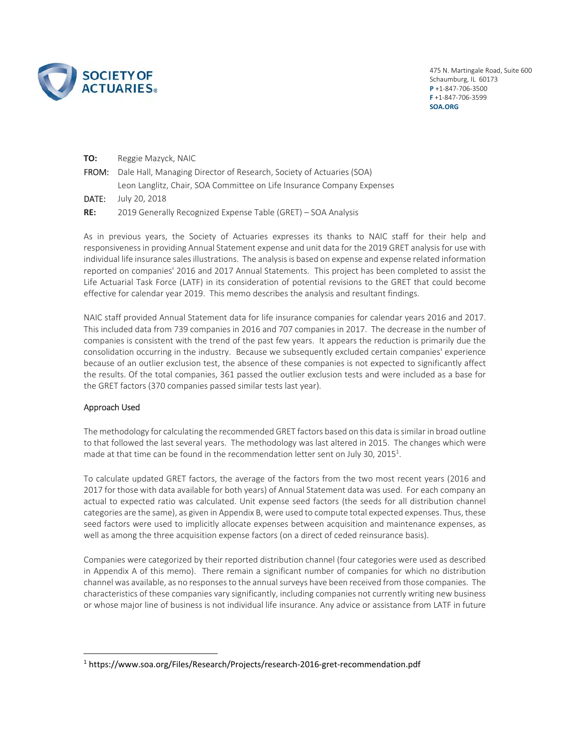SOCIETY OF ACTUARIES

475 N. Martingale Road, Suite 600
Schaumburg, IL 60173
**P** +1-847-706-3500
**F** +1-847-706-3599
**SOA.ORG**

**TO:** Reggie Mazyck, NAIC

**FROM:** Dale Hall, Managing Director of Research, Society of Actuaries (SOA)
Leon Langlitz, Chair, SOA Committee on Life Insurance Company Expenses

**DATE:** July 20, 2018

**RE:** 2019 Generally Recognized Expense Table (GRET) – SOA Analysis

As in previous years, the Society of Actuaries expresses its thanks to NAIC staff for their help and responsiveness in providing Annual Statement expense and unit data for the 2019 GRET analysis for use with individual life insurance sales illustrations. The analysis is based on expense and expense related information reported on companies' 2016 and 2017 Annual Statements. This project has been completed to assist the Life Actuarial Task Force (LATF) in its consideration of potential revisions to the GRET that could become effective for calendar year 2019. This memo describes the analysis and resultant findings.

NAIC staff provided Annual Statement data for life insurance companies for calendar years 2016 and 2017. This included data from 739 companies in 2016 and 707 companies in 2017. The decrease in the number of companies is consistent with the trend of the past few years. It appears the reduction is primarily due the consolidation occurring in the industry. Because we subsequently excluded certain companies' experience because of an outlier exclusion test, the absence of these companies is not expected to significantly affect the results. Of the total companies, 361 passed the outlier exclusion tests and were included as a base for the GRET factors (370 companies passed similar tests last year).

## Approach Used

The methodology for calculating the recommended GRET factors based on this data is similar in broad outline to that followed the last several years. The methodology was last altered in 2015. The changes which were made at that time can be found in the recommendation letter sent on July 30, 2015[1].

To calculate updated GRET factors, the average of the factors from the two most recent years (2016 and 2017 for those with data available for both years) of Annual Statement data was used. For each company an actual to expected ratio was calculated. Unit expense seed factors (the seeds for all distribution channel categories are the same), as given in Appendix B, were used to compute total expected expenses. Thus, these seed factors were used to implicitly allocate expenses between acquisition and maintenance expenses, as well as among the three acquisition expense factors (on a direct of ceded reinsurance basis).

Companies were categorized by their reported distribution channel (four categories were used as described in Appendix A of this memo). There remain a significant number of companies for which no distribution channel was available, as no responses to the annual surveys have been received from those companies. The characteristics of these companies vary significantly, including companies not currently writing new business or whose major line of business is not individual life insurance. Any advice or assistance from LATF in future

[1] https://www.soa.org/Files/Research/Projects/research-2016-gret-recommendation.pdf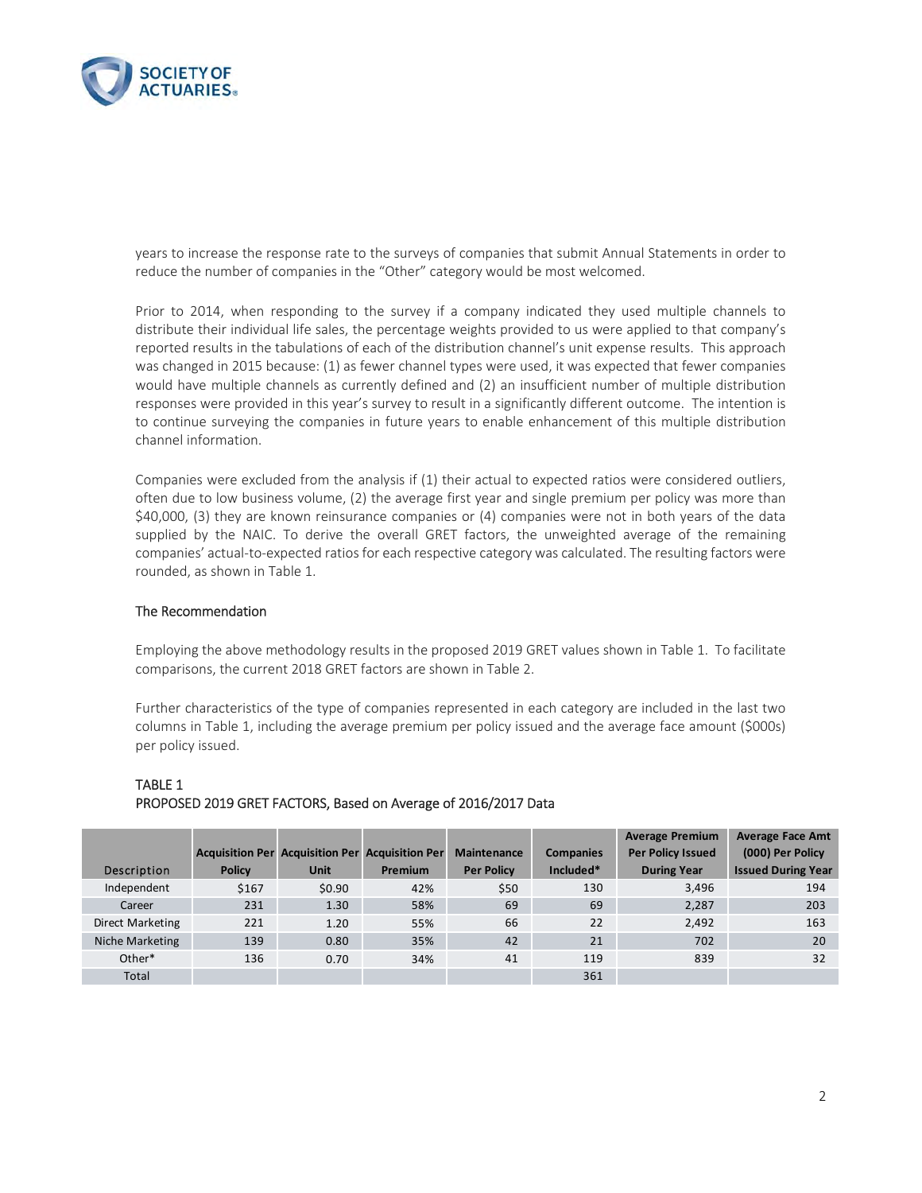years to increase the response rate to the surveys of companies that submit Annual Statements in order to reduce the number of companies in the "Other" category would be most welcomed.

Prior to 2014, when responding to the survey if a company indicated they used multiple channels to distribute their individual life sales, the percentage weights provided to us were applied to that company's reported results in the tabulations of each of the distribution channel's unit expense results. This approach was changed in 2015 because: (1) as fewer channel types were used, it was expected that fewer companies would have multiple channels as currently defined and (2) an insufficient number of multiple distribution responses were provided in this year's survey to result in a significantly different outcome. The intention is to continue surveying the companies in future years to enable enhancement of this multiple distribution channel information.

Companies were excluded from the analysis if (1) their actual to expected ratios were considered outliers, often due to low business volume, (2) the average first year and single premium per policy was more than $40,000, (3) they are known reinsurance companies or (4) companies were not in both years of the data supplied by the NAIC. To derive the overall GRET factors, the unweighted average of the remaining companies' actual-to-expected ratios for each respective category was calculated. The resulting factors were rounded, as shown in Table 1.

## The Recommendation

Employing the above methodology results in the proposed 2019 GRET values shown in Table 1. To facilitate comparisons, the current 2018 GRET factors are shown in Table 2.

Further characteristics of the type of companies represented in each category are included in the last two columns in Table 1, including the average premium per policy issued and the average face amount ($000s) per policy issued.

TABLE 1
PROPOSED 2019 GRET FACTORS, Based on Average of 2016/2017 Data

| Description | Acquisition Per Policy | Acquisition Per Unit | Acquisition Per Premium | Maintenance Per Policy | Companies Included* | Average Premium Per Policy Issued During Year | Average Face Amt (000) Per Policy Issued During Year |
|---|---|---|---|---|---|---|---|
| Independent | $167 | $0.90 | 42% | $50 | 130 | 3,496 | 194 |
| Career | 231 | 1.30 | 58% | 69 | 69 | 2,287 | 203 |
| Direct Marketing | 221 | 1.20 | 55% | 66 | 22 | 2,492 | 163 |
| Niche Marketing | 139 | 0.80 | 35% | 42 | 21 | 702 | 20 |
| Other* | 136 | 0.70 | 34% | 41 | 119 | 839 | 32 |
| Total | | | | | 361 | | |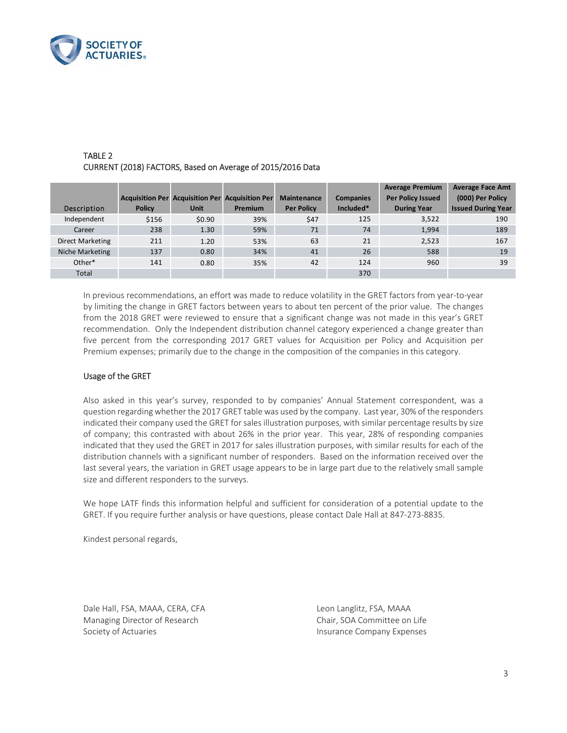TABLE 2
CURRENT (2018) FACTORS, Based on Average of 2015/2016 Data

| Description | Acquisition Per Policy | Acquisition Per Unit | Acquisition Per Premium | Maintenance Per Policy | Companies Included* | Average Premium Per Policy Issued During Year | Average Face Amt (000) Per Policy Issued During Year |
|---|---|---|---|---|---|---|---|
| Independent | $156 | $0.90 | 39% | $47 | 125 | 3,522 | 190 |
| Career | 238 | 1.30 | 59% | 71 | 74 | 1,994 | 189 |
| Direct Marketing | 211 | 1.20 | 53% | 63 | 21 | 2,523 | 167 |
| Niche Marketing | 137 | 0.80 | 34% | 41 | 26 | 588 | 19 |
| Other* | 141 | 0.80 | 35% | 42 | 124 | 960 | 39 |
| Total | | | | | 370 | | |

In previous recommendations, an effort was made to reduce volatility in the GRET factors from year-to-year by limiting the change in GRET factors between years to about ten percent of the prior value. The changes from the 2018 GRET were reviewed to ensure that a significant change was not made in this year's GRET recommendation. Only the Independent distribution channel category experienced a change greater than five percent from the corresponding 2017 GRET values for Acquisition per Policy and Acquisition per Premium expenses; primarily due to the change in the composition of the companies in this category.

## Usage of the GRET

Also asked in this year's survey, responded to by companies' Annual Statement correspondent, was a question regarding whether the 2017 GRET table was used by the company. Last year, 30% of the responders indicated their company used the GRET for sales illustration purposes, with similar percentage results by size of company; this contrasted with about 26% in the prior year. This year, 28% of responding companies indicated that they used the GRET in 2017 for sales illustration purposes, with similar results for each of the distribution channels with a significant number of responders. Based on the information received over the last several years, the variation in GRET usage appears to be in large part due to the relatively small sample size and different responders to the surveys.

We hope LATF finds this information helpful and sufficient for consideration of a potential update to the GRET. If you require further analysis or have questions, please contact Dale Hall at 847-273-8835.

Kindest personal regards,

Dale Hall, FSA, MAAA, CERA, CFA
Managing Director of Research
Society of Actuaries

Leon Langlitz, FSA, MAAA
Chair, SOA Committee on Life Insurance Company Expenses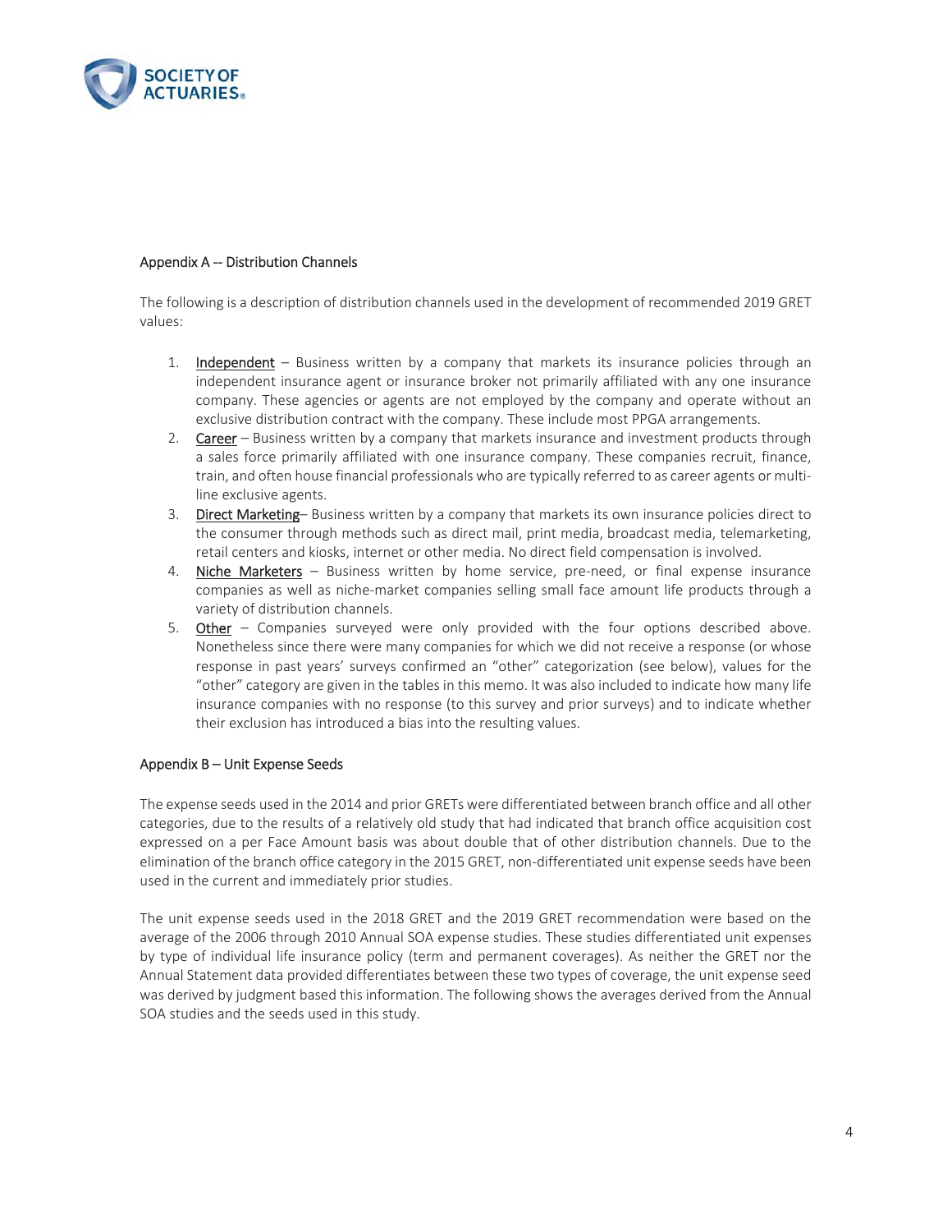## Appendix A -- Distribution Channels

The following is a description of distribution channels used in the development of recommended 2019 GRET values:

1. Independent – Business written by a company that markets its insurance policies through an independent insurance agent or insurance broker not primarily affiliated with any one insurance company. These agencies or agents are not employed by the company and operate without an exclusive distribution contract with the company. These include most PPGA arrangements.
2. Career – Business written by a company that markets insurance and investment products through a sales force primarily affiliated with one insurance company. These companies recruit, finance, train, and often house financial professionals who are typically referred to as career agents or multi-line exclusive agents.
3. Direct Marketing– Business written by a company that markets its own insurance policies direct to the consumer through methods such as direct mail, print media, broadcast media, telemarketing, retail centers and kiosks, internet or other media. No direct field compensation is involved.
4. Niche Marketers – Business written by home service, pre-need, or final expense insurance companies as well as niche-market companies selling small face amount life products through a variety of distribution channels.
5. Other – Companies surveyed were only provided with the four options described above. Nonetheless since there were many companies for which we did not receive a response (or whose response in past years' surveys confirmed an "other" categorization (see below), values for the "other" category are given in the tables in this memo. It was also included to indicate how many life insurance companies with no response (to this survey and prior surveys) and to indicate whether their exclusion has introduced a bias into the resulting values.

## Appendix B – Unit Expense Seeds

The expense seeds used in the 2014 and prior GRETs were differentiated between branch office and all other categories, due to the results of a relatively old study that had indicated that branch office acquisition cost expressed on a per Face Amount basis was about double that of other distribution channels. Due to the elimination of the branch office category in the 2015 GRET, non-differentiated unit expense seeds have been used in the current and immediately prior studies.

The unit expense seeds used in the 2018 GRET and the 2019 GRET recommendation were based on the average of the 2006 through 2010 Annual SOA expense studies. These studies differentiated unit expenses by type of individual life insurance policy (term and permanent coverages). As neither the GRET nor the Annual Statement data provided differentiates between these two types of coverage, the unit expense seed was derived by judgment based this information. The following shows the averages derived from the Annual SOA studies and the seeds used in this study.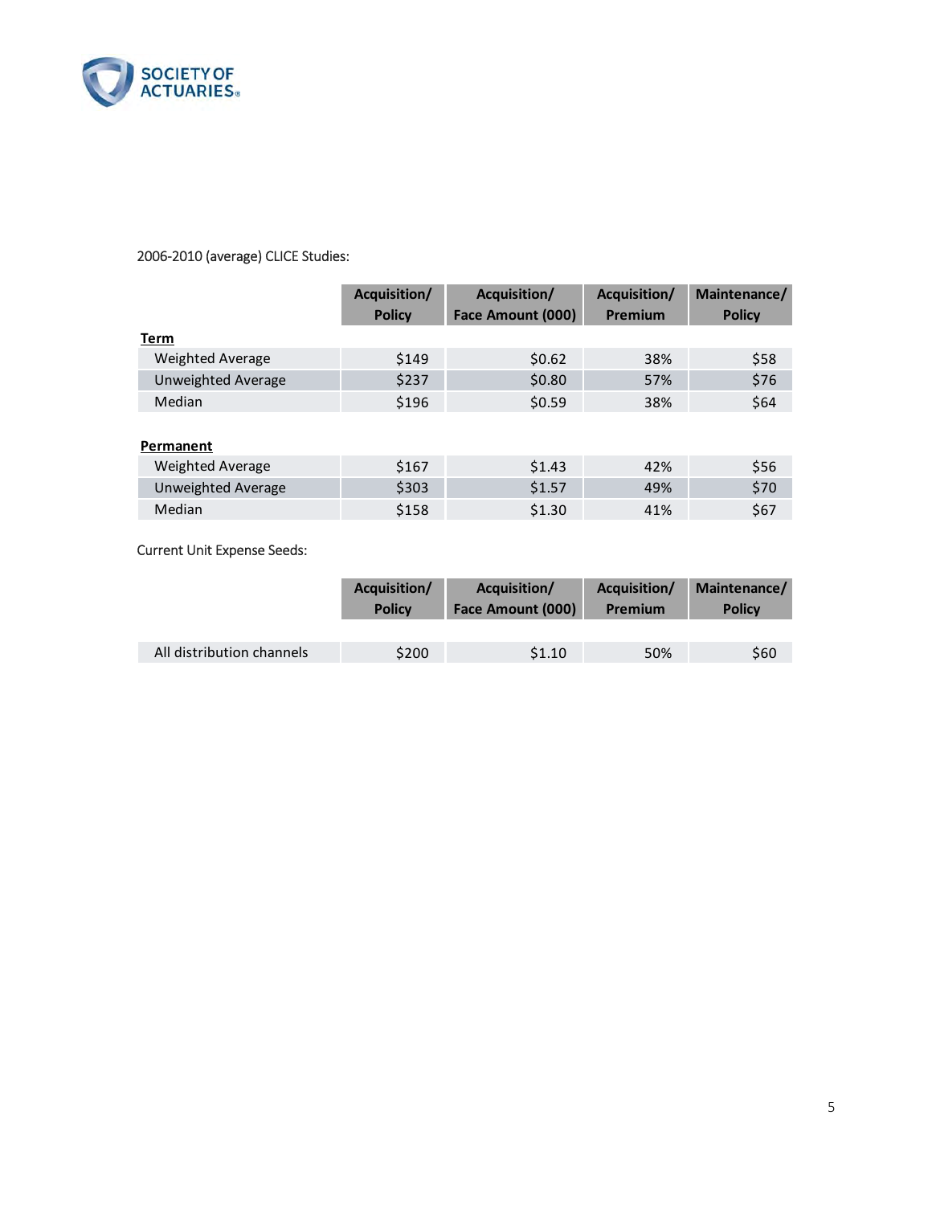2006-2010 (average) CLICE Studies:

| | Acquisition/ Policy | Acquisition/ Face Amount (000) | Acquisition/ Premium | Maintenance/ Policy |
|---|---|---|---|---|
| **Term** | | | | |
| Weighted Average | $149 | $0.62 | 38% | $58 |
| Unweighted Average | $237 | $0.80 | 57% | $76 |
| Median | $196 | $0.59 | 38% | $64 |
| | | | | |
| **Permanent** | | | | |
| Weighted Average | $167 | $1.43 | 42% | $56 |
| Unweighted Average | $303 | $1.57 | 49% | $70 |
| Median | $158 | $1.30 | 41% | $67 |

Current Unit Expense Seeds:

| | Acquisition/ Policy | Acquisition/ Face Amount (000) | Acquisition/ Premium | Maintenance/ Policy |
|---|---|---|---|---|
| All distribution channels | $200 | $1.10 | 50% | $60 |